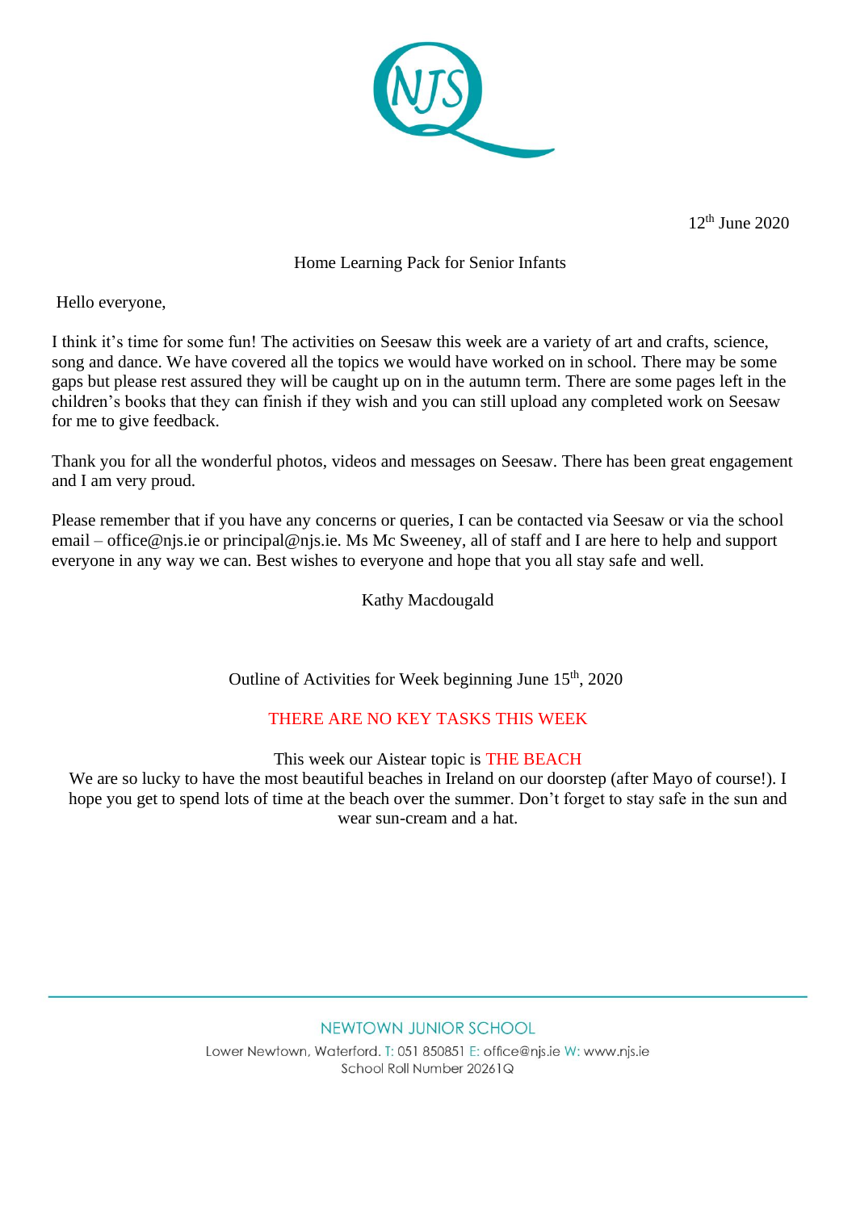12th June 2020

Home Learning Pack for Senior Infants

Hello everyone,

I think it's time for some fun! The activities on Seesaw this week are a variety of art and crafts, science, song and dance. We have covered all the topics we would have worked on in school. There may be some gaps but please rest assured they will be caught up on in the autumn term. There are some pages left in the children's books that they can finish if they wish and you can still upload any completed work on Seesaw for me to give feedback.

Thank you for all the wonderful photos, videos and messages on Seesaw. There has been great engagement and I am very proud.

Please remember that if you have any concerns or queries, I can be contacted via Seesaw or via the school email – office@njs.ie or principal@njs.ie. Ms Mc Sweeney, all of staff and I are here to help and support everyone in any way we can. Best wishes to everyone and hope that you all stay safe and well.

Kathy Macdougald

Outline of Activities for Week beginning June 15th, 2020

THERE ARE NO KEY TASKS THIS WEEK

This week our Aistear topic is THE BEACH

We are so lucky to have the most beautiful beaches in Ireland on our doorstep (after Mayo of course!). I hope you get to spend lots of time at the beach over the summer. Don't forget to stay safe in the sun and wear sun-cream and a hat.

NEWTOWN JUNIOR SCHOOL

Lower Newtown, Waterford. T: 051 850851 E: office@njs.ie W: www.njs.ie

School Roll Number 20261Q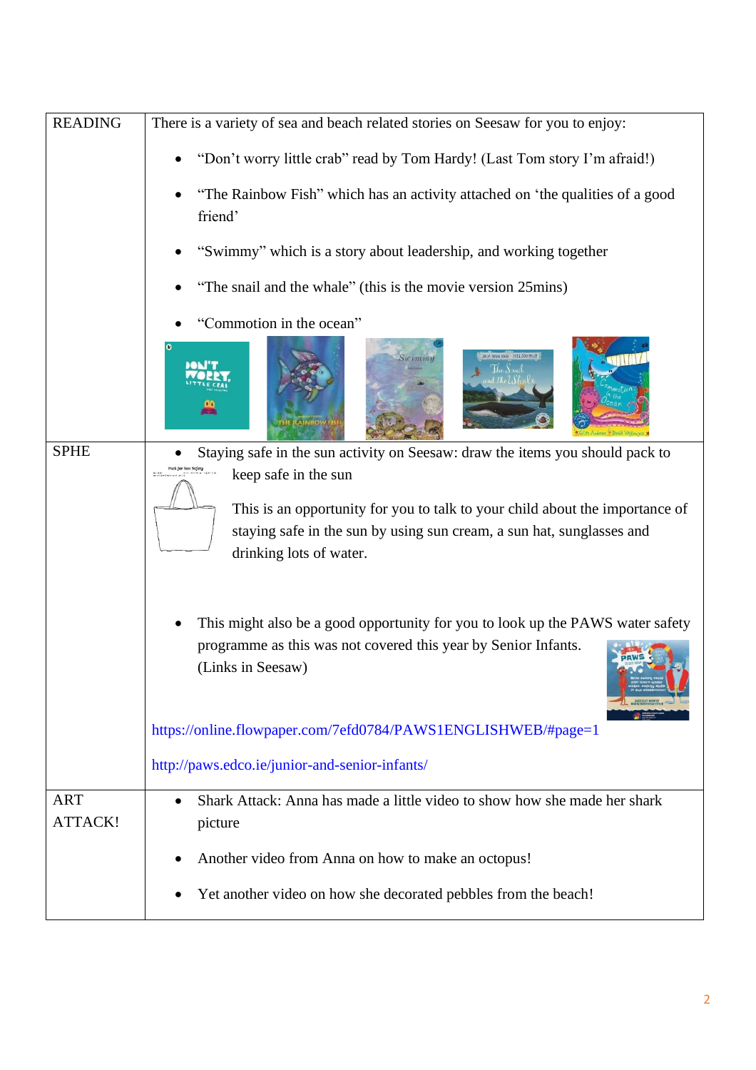| READING | There is a variety of sea and beach related stories on Seesaw for you to enjoy:<br>• "Don't worry little crab" read by Tom Hardy! (Last Tom story I'm afraid!)<br>• "The Rainbow Fish" which has an activity attached on 'the qualities of a good friend'<br>• "Swimmy" which is a story about leadership, and working together<br>• "The snail and the whale" (this is the movie version 25mins)<br>• "Commotion in the ocean" |
|---|---|
| SPHE | • Staying safe in the sun activity on Seesaw: draw the items you should pack to keep safe in the sun<br>This is an opportunity for you to talk to your child about the importance of staying safe in the sun by using sun cream, a sun hat, sunglasses and drinking lots of water.<br>• This might also be a good opportunity for you to look up the PAWS water safety programme as this was not covered this year by Senior Infants. (Links in Seesaw)<br>https://online.flowpaper.com/7efd0784/PAWS1ENGLISHWEB/#page=1<br>http://paws.edco.ie/junior-and-senior-infants/ |
| ART ATTACK! | • Shark Attack: Anna has made a little video to show how she made her shark picture<br>• Another video from Anna on how to make an octopus!<br>• Yet another video on how she decorated pebbles from the beach! |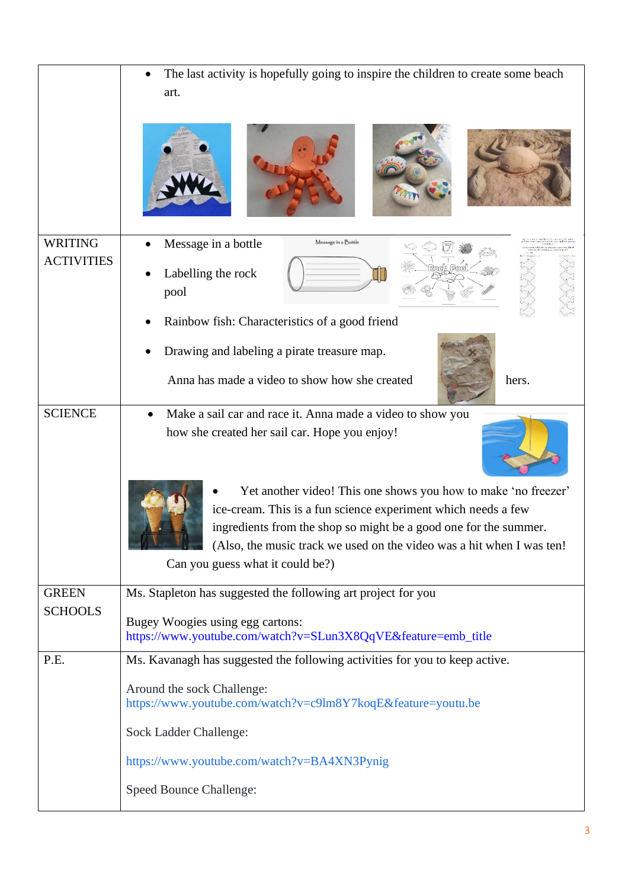| | |
|---|---|
| | • The last activity is hopefully going to inspire the children to create some beach art. |
| WRITING ACTIVITIES | • Message in a bottle<br>• Labelling the rock pool<br>• Rainbow fish: Characteristics of a good friend<br>• Drawing and labeling a pirate treasure map.<br>Anna has made a video to show how she created hers. |
| SCIENCE | • Make a sail car and race it. Anna made a video to show you how she created her sail car. Hope you enjoy!<br>• Yet another video! This one shows you how to make 'no freezer' ice-cream. This is a fun science experiment which needs a few ingredients from the shop so might be a good one for the summer. (Also, the music track we used on the video was a hit when I was ten! Can you guess what it could be?) |
| GREEN SCHOOLS | Ms. Stapleton has suggested the following art project for you<br><br>Bugey Woogies using egg cartons:<br>https://www.youtube.com/watch?v=SLun3X8QqVE&feature=emb_title |
| P.E. | Ms. Kavanagh has suggested the following activities for you to keep active.<br><br>Around the sock Challenge:<br>https://www.youtube.com/watch?v=c9lm8Y7koqE&feature=youtu.be<br><br>Sock Ladder Challenge:<br><br>https://www.youtube.com/watch?v=BA4XN3Pynig<br><br>Speed Bounce Challenge: |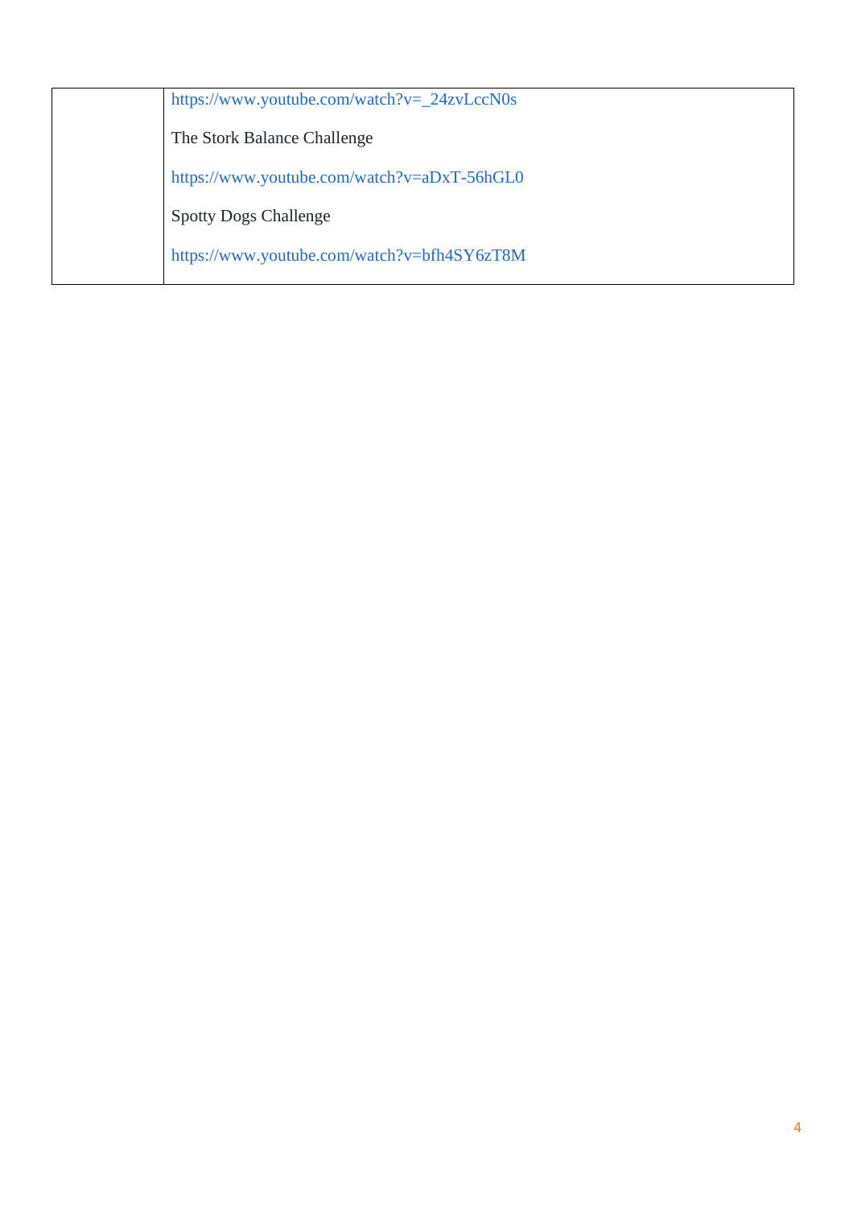| | |
|---|---|
| | https://www.youtube.com/watch?v=_24zvLccN0s<br><br>The Stork Balance Challenge<br><br>https://www.youtube.com/watch?v=aDxT-56hGL0<br><br>Spotty Dogs Challenge<br><br>https://www.youtube.com/watch?v=bfh4SY6zT8M |